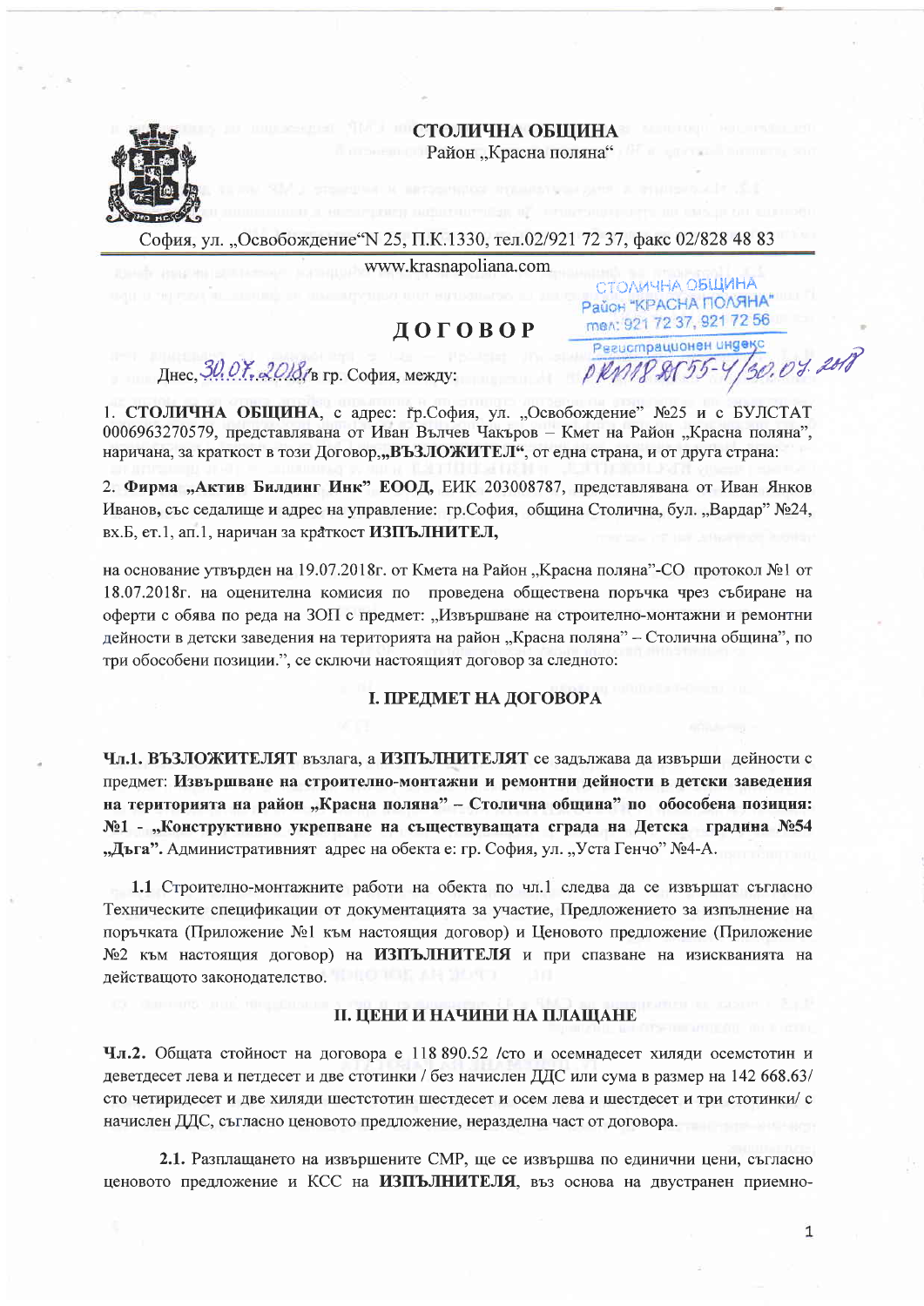**СТОЛИЧНА ОБЩИНА**
Район „Красна поляна"

София, ул. „Освобождение"N 25, П.К.1330, тел.02/921 72 37, факс 02/828 48 83

www.krasnapoliana.com

СТОЛИЧНА ОБЩИНА
Район "КРАСНА ПОЛЯНА"
тел: 921 72 37, 921 72 56
Регистрационен индекс
РКП18 ЯП55-4/30.07.2018

# ДОГОВОР

Днес, 30.07.2018г. в гр. София, между:

1. **СТОЛИЧНА ОБЩИНА**, с адрес: гр.София, ул. „Освобождение" №25 и с БУЛСТАТ 0006963270579, представлявана от Иван Вълчев Чакъров – Кмет на Район „Красна поляна", наричана, за краткост в този Договор,**„ВЪЗЛОЖИТЕЛ"**, от една страна, и от друга страна:

2. **Фирма „Актив Билдинг Инк" ЕООД,** ЕИК 203008787, представлявана от Иван Янков Иванов**,** със седалище и адрес на управление: гр.София, община Столична, бул. „Вардар" №24, вх.Б, ет.1, ап.1, наричан за краткост **ИЗПЪЛНИТЕЛ,**

на основание утвърден на 19.07.2018г. от Кмета на Район „Красна поляна"-СО протокол №1 от 18.07.2018г. на оценителна комисия по проведена обществена поръчка чрез събиране на оферти с обява по реда на ЗОП с предмет: „Извършване на строително-монтажни и ремонтни дейности в детски заведения на територията на район „Красна поляна" – Столична община", по три обособени позиции.", се сключи настоящият договор за следното:

## I. ПРЕДМЕТ НА ДОГОВОРА

**Чл.1. ВЪЗЛОЖИТЕЛЯТ** възлага, а **ИЗПЪЛНИТЕЛЯТ** се задължава да извърши дейности с предмет: **Извършване на строително-монтажни и ремонтни дейности в детски заведения на територията на район „Красна поляна" – Столична община" по обособена позиция: №1 - „Конструктивно укрепване на съществуващата сграда на Детска градина №54 „Дъга".** Административният адрес на обекта е: гр. София, ул. „Уста Генчо" №4-А.

**1.1** Строително-монтажните работи на обекта по чл.1 следва да се извършат съгласно Техническите спецификации от документацията за участие, Предложението за изпълнение на поръчката (Приложение №1 към настоящия договор) и Ценовото предложение (Приложение №2 към настоящия договор) на **ИЗПЪЛНИТЕЛЯ** и при спазване на изискванията на действащото законодателство.

## II. ЦЕНИ И НАЧИНИ НА ПЛАЩАНЕ

**Чл.2.** Общата стойност на договора е 118 890.52 /сто и осемнадесет хиляди осемстотин и деветдесет лева и петдесет и две стотинки / без начислен ДДС или сума в размер на 142 668.63/ сто четиридесет и две хиляди шестстотин шестдесет и осем лева и шестдесет и три стотинки/ с начислен ДДС, съгласно ценовото предложение, неразделна част от договора.

**2.1.** Разплащането на извършените СМР, ще се извършва по единични цени, съгласно ценовото предложение и КСС на **ИЗПЪЛНИТЕЛЯ**, въз основа на двустранен приемно-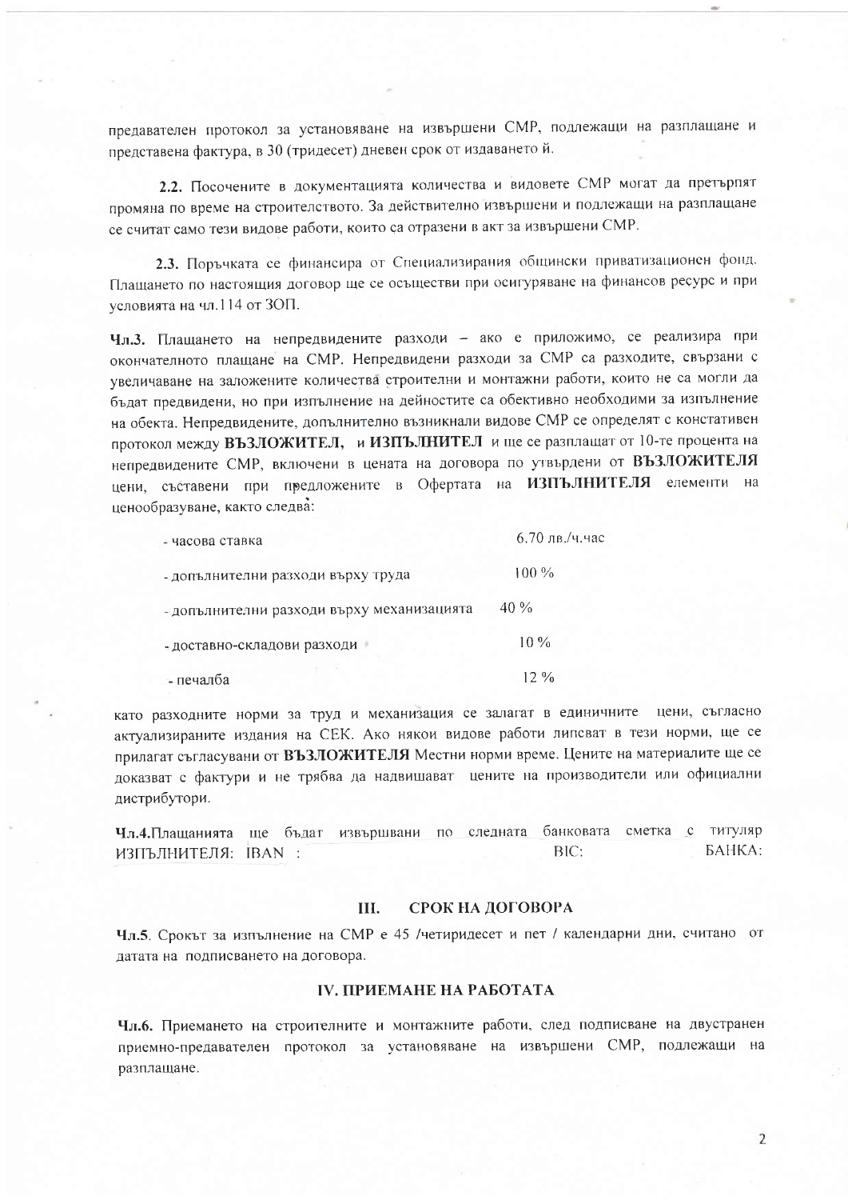предавателен протокол за установяване на извършени СМР, подлежащи на разплащане и представена фактура, в 30 (тридесет) дневен срок от издаването й.

**2.2.** Посочените в документацията количества и видовете СМР могат да претърпят промяна по време на строителството. За действително извършени и подлежащи на разплащане се считат само тези видове работи, които са отразени в акт за извършени СМР.

**2.3.** Поръчката се финансира от Специализирания общински приватизационен фонд. Плащането по настоящия договор ще се осъществи при осигуряване на финансов ресурс и при условията на чл.114 от ЗОП.

**Чл.3.** Плащането на непредвидените разходи – ако е приложимо, се реализира при окончателното плащане на СМР. Непредвидени разходи за СМР са разходите, свързани с увеличаване на заложените количества строителни и монтажни работи, които не са могли да бъдат предвидени, но при изпълнение на дейностите са обективно необходими за изпълнение на обекта. Непредвидените, допълнително възникнали видове СМР се определят с констативен протокол между **ВЪЗЛОЖИТЕЛ**, и **ИЗПЪЛНИТЕЛ** и ще се разплащат от 10-те процента на непредвидените СМР, включени в цената на договора по утвърдени от **ВЪЗЛОЖИТЕЛЯ** цени, съставени при предложените в Офертата на **ИЗПЪЛНИТЕЛЯ** елементи на ценообразуване, както следва:

| | |
|---|---|
| - часова ставка | 6.70 лв./ч.час |
| - допълнителни разходи върху труда | 100 % |
| - допълнителни разходи върху механизацията | 40 % |
| - доставно-складови разходи | 10 % |
| - печалба | 12 % |

като разходните норми за труд и механизация се залагат в единичните цени, съгласно актуализираните издания на СЕК. Ако някои видове работи липсват в тези норми, ще се прилагат съгласувани от **ВЪЗЛОЖИТЕЛЯ** Местни норми време. Цените на материалите ще се доказват с фактури и не трябва да надвишават цените на производители или официални дистрибутори.

**Чл.4.** Плащанията ще бъдат извършвани по следната банковата сметка с титуляр ИЗПЪЛНИТЕЛЯ: IBAN : BIC: БАНКА:

## III. СРОК НА ДОГОВОРА

**Чл.5**. Срокът за изпълнение на СМР е 45 /четиридесет и пет / календарни дни, считано от датата на подписването на договора.

## IV. ПРИЕМАНЕ НА РАБОТАТА

**Чл.6.** Приемането на строителните и монтажните работи, след подписване на двустранен приемно-предавателен протокол за установяване на извършени СМР, подлежащи на разплащане.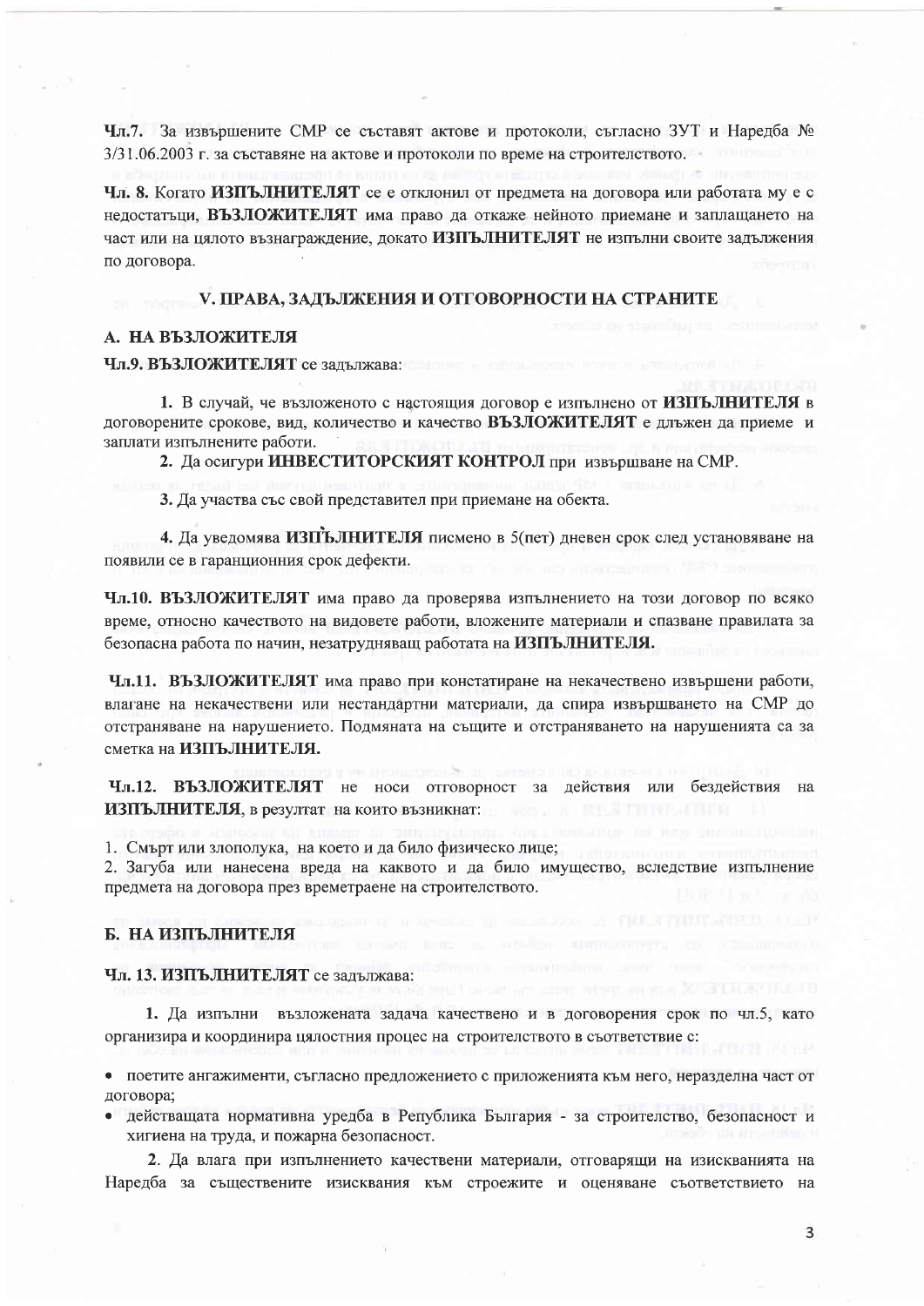**Чл.7.** За извършените СМР се съставят актове и протоколи, съгласно ЗУТ и Наредба № 3/31.06.2003 г. за съставяне на актове и протоколи по време на строителството.

**Чл. 8.** Когато **ИЗПЪЛНИТЕЛЯТ** се е отклонил от предмета на договора или работата му е с недостатъци, **ВЪЗЛОЖИТЕЛЯТ** има право да откаже нейното приемане и заплащането на част или на цялото възнаграждение, докато **ИЗПЪЛНИТЕЛЯТ** не изпълни своите задължения по договора.

## V. ПРАВА, ЗАДЪЛЖЕНИЯ И ОТГОВОРНОСТИ НА СТРАНИТЕ

### А. НА ВЪЗЛОЖИТЕЛЯ

**Чл.9. ВЪЗЛОЖИТЕЛЯТ** се задължава:

1. В случай, че възложеното с настоящия договор е изпълнено от **ИЗПЪЛНИТЕЛЯ** в договорените срокове, вид, количество и качество **ВЪЗЛОЖИТЕЛЯТ** е длъжен да приеме и заплати изпълнените работи.
2. Да осигури **ИНВЕСТИТОРСКИЯТ КОНТРОЛ** при извършване на СМР.
3. Да участва със свой представител при приемане на обекта.
4. Да уведомява **ИЗПЪЛНИТЕЛЯ** писмено в 5(пет) дневен срок след установяване на появили се в гаранционния срок дефекти.

**Чл.10. ВЪЗЛОЖИТЕЛЯТ** има право да проверява изпълнението на този договор по всяко време, относно качеството на видовете работи, вложените материали и спазване правилата за безопасна работа по начин, незатрудняващ работата на **ИЗПЪЛНИТЕЛЯ.**

**Чл.11. ВЪЗЛОЖИТЕЛЯТ** има право при констатиране на некачествено извършени работи, влагане на некачествени или нестандартни материали, да спира извършването на СМР до отстраняване на нарушението. Подмяната на същите и отстраняването на нарушенията са за сметка на **ИЗПЪЛНИТЕЛЯ.**

**Чл.12. ВЪЗЛОЖИТЕЛЯТ** не носи отговорност за действия или бездействия на **ИЗПЪЛНИТЕЛЯ**, в резултат на които възникнат:

1. Смърт или злополука, на което и да било физическо лице;
2. Загуба или нанесена вреда на каквото и да било имущество, вследствие изпълнение предмета на договора през времетраене на строителството.

### Б. НА ИЗПЪЛНИТЕЛЯ

**Чл. 13. ИЗПЪЛНИТЕЛЯТ** се задължава:

1. Да изпълни възложената задача качествено и в договорения срок по чл.5, като организира и координира цялостния процес на строителството в съответствие с:

- поетите ангажименти, съгласно предложението с приложенията към него, неразделна част от договора;
- действащата нормативна уредба в Република България - за строителство, безопасност и хигиена на труда, и пожарна безопасност.

2. Да влага при изпълнението качествени материали, отговарящи на изискванията на Наредба за съществените изисквания към строежите и оценяване съответствието на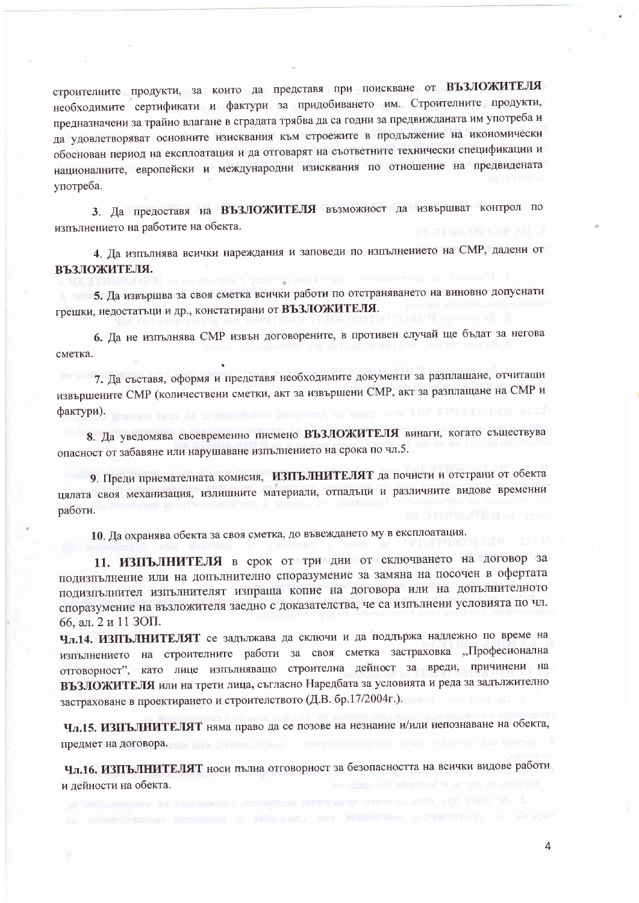строителните продукти, за които да представя при поискване от **ВЪЗЛОЖИТЕЛЯ** необходимите сертификати и фактури за придобиването им. Строителните продукти, предназначени за трайно влагане в сградата трябва да са годни за предвижданата им употреба и да удовлетворяват основните изисквания към строежите в продължение на икономически обоснован период на експлоатация и да отговарят на съответните технически спецификации и националните, европейски и международни изисквания по отношение на предвидената употреба.

**3**. Да предоставя на **ВЪЗЛОЖИТЕЛЯ** възможност да извършват контрол по изпълнението на работите на обекта.

**4**. Да изпълнява всички нареждания и заповеди по изпълнението на СМР, дадени от **ВЪЗЛОЖИТЕЛЯ.**

**5.** Да извършва за своя сметка всички работи по отстраняването на виновно допуснати грешки, недостатъци и др., констатирани от **ВЪЗЛОЖИТЕЛЯ**.

**6.** Да не изпълнява СМР извън договорените, в противен случай ще бъдат за негова сметка.

**7.** Да съставя, оформя и представя необходимите документи за разплащане, отчитащи извършените СМР (количествени сметки, акт за извършени СМР, акт за разплащане на СМР и фактури).

**8.** Да уведомява своевременно писмено **ВЪЗЛОЖИТЕЛЯ** винаги, когато съществува опасност от забавяне или нарушаване изпълнението на срока по чл.5.

**9.** Преди приемателната комисия, **ИЗПЪЛНИТЕЛЯТ** да почисти и отстрани от обекта цялата своя механизация, излишните материали, отпадъци и различните видове временни работи.

**10.** Да охранява обекта за своя сметка, до въвеждането му в експлоатация.

**11. ИЗПЪЛНИТЕЛЯ** в срок от три дни от сключването на договор за подизпълнение или на допълнително споразумение за замяна на посочен в офертата подизпълнител изпълнителят изпраща копие на договора или на допълнителното споразумение на възложителя заедно с доказателства, че са изпълнени условията по чл. 66, ал. 2 и 11 ЗОП.

**Чл.14. ИЗПЪЛНИТЕЛЯТ** се задължава да сключи и да поддържа надлежно по време на изпълнението на строителните работи за своя сметка застраховка „Професионална отговорност", като лице изпълняващо строителна дейност за вреди, причинени на **ВЪЗЛОЖИТЕЛЯ** или на трети лица, съгласно Наредбата за условията и реда за задължително застраховане в проектирането и строителството (Д.В. бр.17/2004г.).

**Чл.15. ИЗПЪЛНИТЕЛЯТ** няма право да се позове на незнание и/или непознаване на обекта, предмет на договора.

**Чл.16. ИЗПЪЛНИТЕЛЯТ** носи пълна отговорност за безопасността на всички видове работи и дейности на обекта.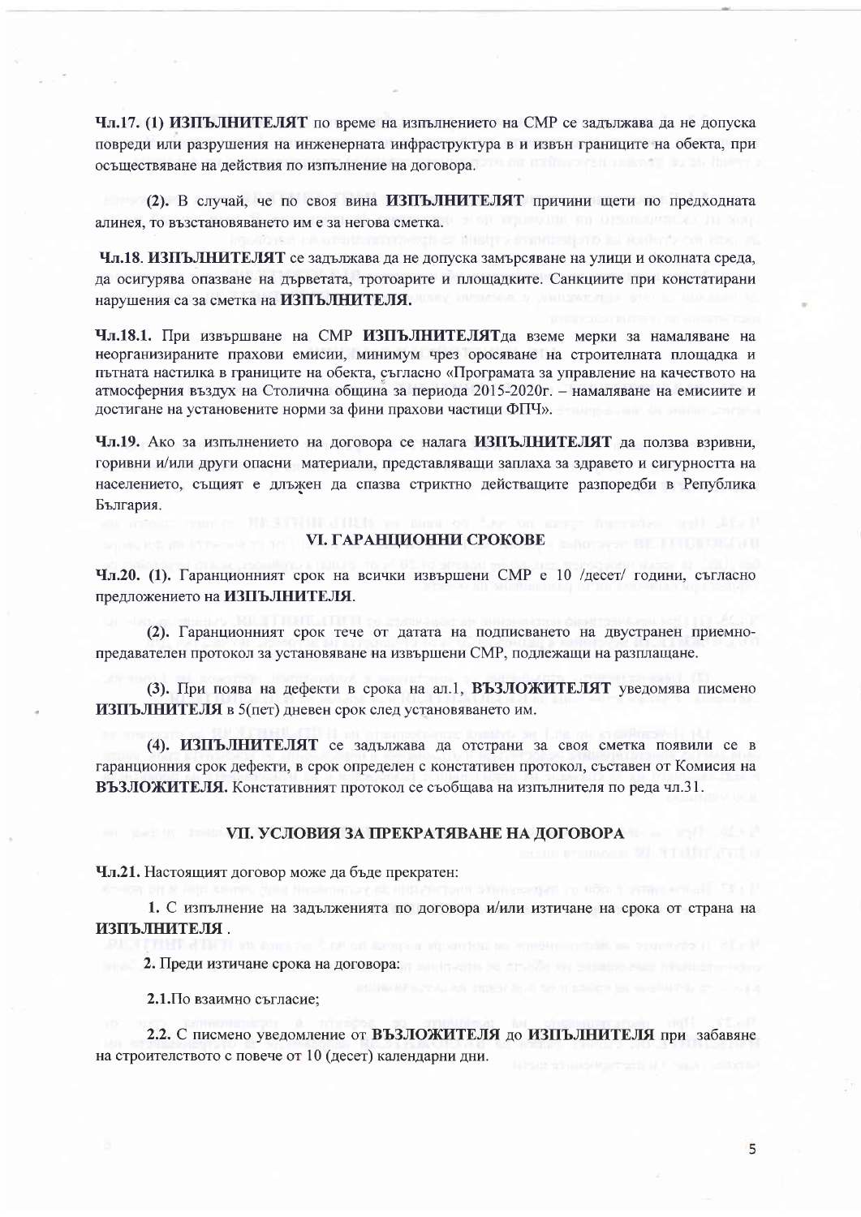**Чл.17. (1) ИЗПЪЛНИТЕЛЯТ** по време на изпълнението на СМР се задължава да не допуска повреди или разрушения на инженерната инфраструктура в и извън границите на обекта, при осъществяване на действия по изпълнение на договора.

**(2).** В случай, че по своя вина **ИЗПЪЛНИТЕЛЯТ** причини щети по предходната алинея, то възстановяването им е за негова сметка.

**Чл.18. ИЗПЪЛНИТЕЛЯТ** се задължава да не допуска замърсяване на улици и околната среда, да осигурява опазване на дърветата, тротоарите и площадките. Санкциите при констатирани нарушения са за сметка на **ИЗПЪЛНИТЕЛЯ.**

**Чл.18.1.** При извършване на СМР **ИЗПЪЛНИТЕЛЯТ**да вземе мерки за намаляване на неорганизираните прахови емисии, минимум чрез оросяване на строителната площадка и пътната настилка в границите на обекта, съгласно «Програмата за управление на качеството на атмосферния въздух на Столична община за периода 2015-2020г. – намаляване на емисиите и достигане на установените норми за фини прахови частици ФПЧ».

**Чл.19.** Ако за изпълнението на договора се налага **ИЗПЪЛНИТЕЛЯТ** да ползва взривни, горивни и/или други опасни материали, представляващи заплаха за здравето и сигурността на населението, същият е длъжен да спазва стриктно действащите разпоредби в Република България.

## VI. ГАРАНЦИОННИ СРОКОВЕ

**Чл.20. (1).** Гаранционният срок на всички извършени СМР е 10 /десет/ години, съгласно предложението на **ИЗПЪЛНИТЕЛЯ**.

**(2).** Гаранционният срок тече от датата на подписването на двустранен приемно-предавателен протокол за установяване на извършени СМР, подлежащи на разплащане.

**(3).** При поява на дефекти в срока на ал.1, **ВЪЗЛОЖИТЕЛЯТ** уведомява писмено **ИЗПЪЛНИТЕЛЯ** в 5(пет) дневен срок след установяването им.

**(4). ИЗПЪЛНИТЕЛЯТ** се задължава да отстрани за своя сметка появили се в гаранционния срок дефекти, в срок определен с констативен протокол, съставен от Комисия на **ВЪЗЛОЖИТЕЛЯ.** Констативният протокол се съобщава на изпълнителя по реда чл.31.

## VII. УСЛОВИЯ ЗА ПРЕКРАТЯВАНЕ НА ДОГОВОРА

**Чл.21.** Настоящият договор може да бъде прекратен:

**1.** С изпълнение на задълженията по договора и/или изтичане на срока от страна на **ИЗПЪЛНИТЕЛЯ** .

**2.** Преди изтичане срока на договора:

2.1.По взаимно съгласие;

**2.2.** С писмено уведомление от **ВЪЗЛОЖИТЕЛЯ** до **ИЗПЪЛНИТЕЛЯ** при забавяне на строителството с повече от 10 (десет) календарни дни.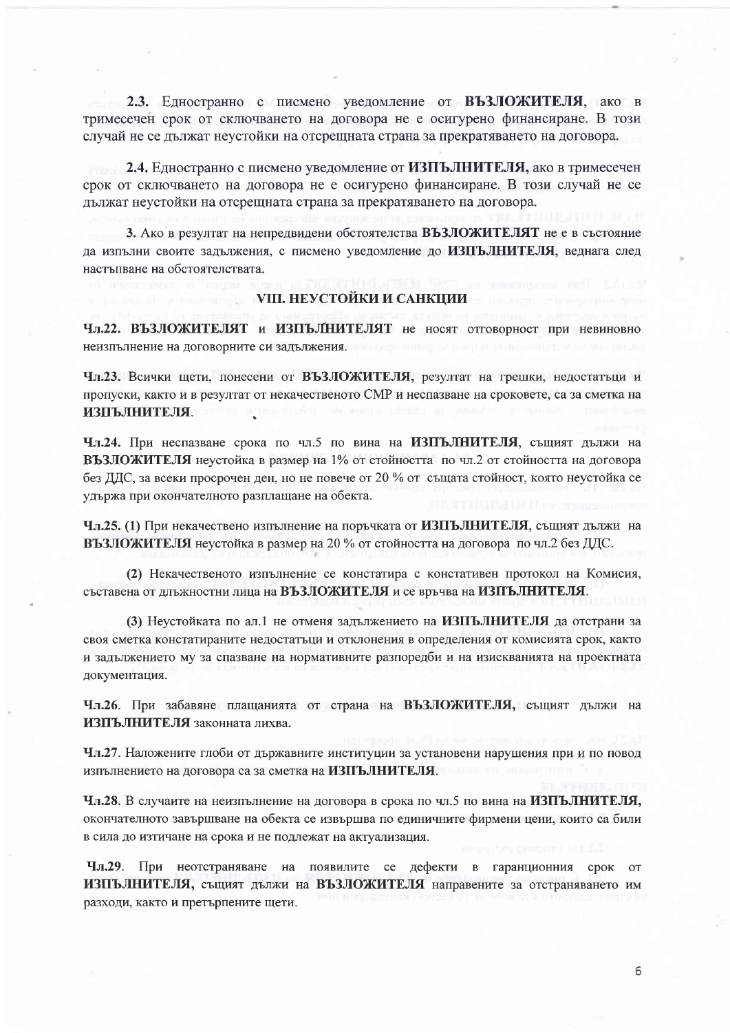**2.3.** Едностранно с писмено уведомление от **ВЪЗЛОЖИТЕЛЯ**, ако в тримесечен срок от сключването на договора не е осигурено финансиране. В този случай не се дължат неустойки на отсрещната страна за прекратяването на договора.

**2.4.** Едностранно с писмено уведомление от **ИЗПЪЛНИТЕЛЯ,** ако в тримесечен срок от сключването на договора не е осигурено финансиране. В този случай не се дължат неустойки на отсрещната страна за прекратяването на договора.

**3.** Ако в резултат на непредвидени обстоятелства **ВЪЗЛОЖИТЕЛЯТ** не е в състояние да изпълни своите задължения, с писмено уведомление до **ИЗПЪЛНИТЕЛЯ**, веднага след настъпване на обстоятелствата.

## VIII. НЕУСТОЙКИ И САНКЦИИ

**Чл.22. ВЪЗЛОЖИТЕЛЯТ** и **ИЗПЪЛНИТЕЛЯТ** не носят отговорност при невиновно неизпълнение на договорните си задължения.

**Чл.23.** Всички щети, понесени от **ВЪЗЛОЖИТЕЛЯ,** резултат на грешки, недостатъци и пропуски, както и в резултат от некачественото СМР и неспазване на сроковете, са за сметка на **ИЗПЪЛНИТЕЛЯ**.

**Чл.24.** При неспазване срока по чл.5 по вина на **ИЗПЪЛНИТЕЛЯ**, същият дължи на **ВЪЗЛОЖИТЕЛЯ** неустойка в размер на 1% от стойността по чл.2 от стойността на договора без ДДС, за всеки просрочен ден, но не повече от 20 % от същата стойност, която неустойка се удържа при окончателното разплащане на обекта.

**Чл.25.** (1) При некачествено изпълнение на поръчката от **ИЗПЪЛНИТЕЛЯ**, същият дължи на **ВЪЗЛОЖИТЕЛЯ** неустойка в размер на 20 % от стойността на договора по чл.2 без ДДС.

(2) Некачественото изпълнение се констатира с констативен протокол на Комисия, съставена от длъжностни лица на **ВЪЗЛОЖИТЕЛЯ** и се връчва на **ИЗПЪЛНИТЕЛЯ**.

(3) Неустойката по ал.1 не отменя задължението на **ИЗПЪЛНИТЕЛЯ** да отстрани за своя сметка констатираните недостатъци и отклонения в определения от комисията срок, както и задължението му за спазване на нормативните разпоредби и на изискванията на проектната документация.

**Чл.26**. При забавяне плащанията от страна на **ВЪЗЛОЖИТЕЛЯ,** същият дължи на **ИЗПЪЛНИТЕЛЯ** законната лихва.

**Чл.27**. Наложените глоби от държавните институции за установени нарушения при и по повод изпълнението на договора са за сметка на **ИЗПЪЛНИТЕЛЯ**.

**Чл.28**. В случаите на неизпълнение на договора в срока по чл.5 по вина на **ИЗПЪЛНИТЕЛЯ,** окончателното завършване на обекта се извършва по единичните фирмени цени, които са били в сила до изтичане на срока и не подлежат на актуализация.

**Чл.29**. При неотстраняване на появилите се дефекти в гаранционния срок от **ИЗПЪЛНИТЕЛЯ,** същият дължи на **ВЪЗЛОЖИТЕЛЯ** направените за отстраняването им разходи, както и претърпените щети.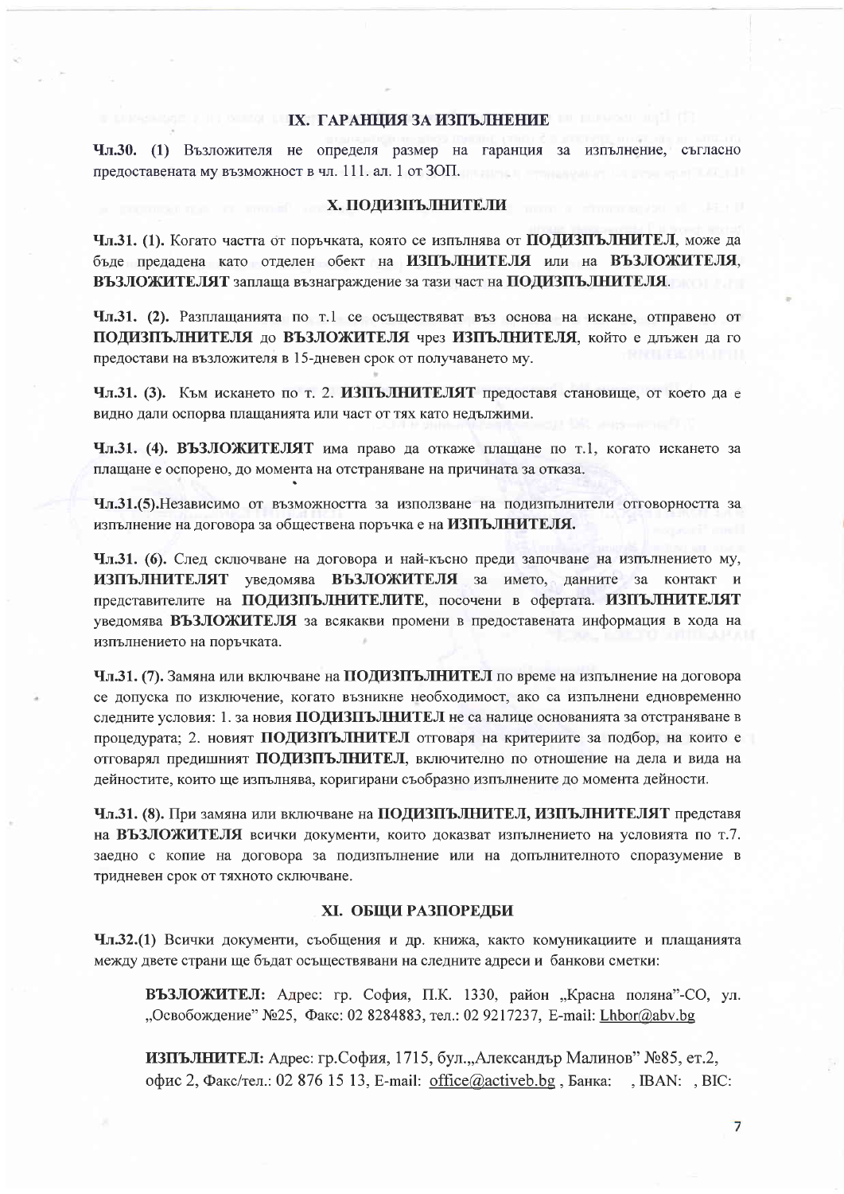## IX. ГАРАНЦИЯ ЗА ИЗПЪЛНЕНИЕ

**Чл.30.** (1) Възложителя не определя размер на гаранция за изпълнение, съгласно предоставената му възможност в чл. 111. ал. 1 от ЗОП.

## X. ПОДИЗПЪЛНИТЕЛИ

**Чл.31. (1).** Когато частта от поръчката, която се изпълнява от **ПОДИЗПЪЛНИТЕЛ**, може да бъде предадена като отделен обект на **ИЗПЪЛНИТЕЛЯ** или на **ВЪЗЛОЖИТЕЛЯ**, **ВЪЗЛОЖИТЕЛЯТ** заплаща възнаграждение за тази част на **ПОДИЗПЪЛНИТЕЛЯ**.

**Чл.31. (2).** Разплащанията по т.1 се осъществяват въз основа на искане, отправено от **ПОДИЗПЪЛНИТЕЛЯ** до **ВЪЗЛОЖИТЕЛЯ** чрез **ИЗПЪЛНИТЕЛЯ**, който е длъжен да го предостави на възложителя в 15-дневен срок от получаването му.

**Чл.31. (3).** Към искането по т. 2. **ИЗПЪЛНИТЕЛЯТ** предоставя становище, от което да е видно дали оспорва плащанията или част от тях като недължими.

**Чл.31. (4). ВЪЗЛОЖИТЕЛЯТ** има право да откаже плащане по т.1, когато искането за плащане е оспорено, до момента на отстраняване на причината за отказа.

**Чл.31.(5).** Независимо от възможността за използване на подизпълнители отговорността за изпълнение на договора за обществена поръчка е на **ИЗПЪЛНИТЕЛЯ.**

**Чл.31. (6).** След сключване на договора и най-късно преди започване на изпълнението му, **ИЗПЪЛНИТЕЛЯТ** уведомява **ВЪЗЛОЖИТЕЛЯ** за името, данните за контакт и представителите на **ПОДИЗПЪЛНИТЕЛИТЕ**, посочени в офертата. **ИЗПЪЛНИТЕЛЯТ** уведомява **ВЪЗЛОЖИТЕЛЯ** за всякакви промени в предоставената информация в хода на изпълнението на поръчката.

**Чл.31. (7).** Замяна или включване на **ПОДИЗПЪЛНИТЕЛ** по време на изпълнение на договора се допуска по изключение, когато възникне необходимост, ако са изпълнени едновременно следните условия: 1. за новия **ПОДИЗПЪЛНИТЕЛ** не са налице основанията за отстраняване в процедурата; 2. новият **ПОДИЗПЪЛНИТЕЛ** отговаря на критериите за подбор, на които е отговарял предишният **ПОДИЗПЪЛНИТЕЛ**, включително по отношение на дела и вида на дейностите, които ще изпълнява, коригирани съобразно изпълнените до момента дейности.

**Чл.31. (8).** При замяна или включване на **ПОДИЗПЪЛНИТЕЛ, ИЗПЪЛНИТЕЛЯТ** представя на **ВЪЗЛОЖИТЕЛЯ** всички документи, които доказват изпълнението на условията по т.7. заедно с копие на договора за подизпълнение или на допълнителното споразумение в тридневен срок от тяхното сключване.

## XI. ОБЩИ РАЗПОРЕДБИ

**Чл.32.**(1) Всички документи, съобщения и др. книжа, както комуникациите и плащанията между двете страни ще бъдат осъществявани на следните адреси и банкови сметки:

**ВЪЗЛОЖИТЕЛ:** Адрес: гр. София, П.К. 1330, район „Красна поляна"-СО, ул. „Освобождение" №25, Факс: 02 8284883, тел.: 02 9217237, E-mail: Lhbor@abv.bg

**ИЗПЪЛНИТЕЛ:** Адрес: гр.София, 1715, бул.„Александър Малинов" №85, ет.2, офис 2, Факс/тел.: 02 876 15 13, E-mail: office@activeb.bg , Банка: , IBAN: , BIC: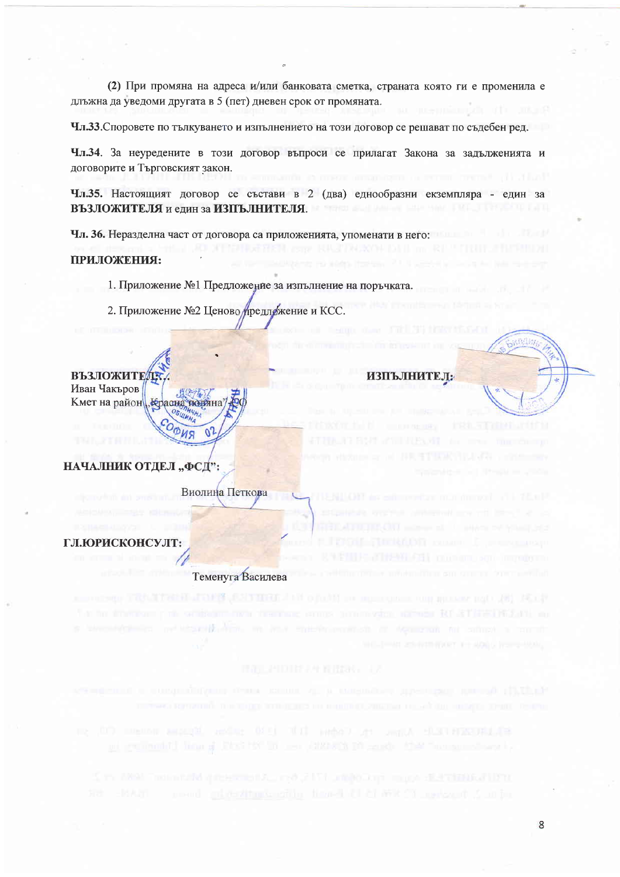**(2)** При промяна на адреса и/или банковата сметка, страната която ги е променила е длъжна да уведоми другата в 5 (пет) дневен срок от промяната.

**Чл.33.** Споровете по тълкуването и изпълнението на този договор се решават по съдебен ред.

**Чл.34.** За неуредените в този договор въпроси се прилагат Закона за задълженията и договорите и Търговският закон.

**Чл.35.** Настоящият договор се състави в 2 (два) еднообразни екземпляра - един за **ВЪЗЛОЖИТЕЛЯ** и един за **ИЗПЪЛНИТЕЛЯ**.

**Чл. 36.** Неразделна част от договора са приложенията, упоменати в него:

**ПРИЛОЖЕНИЯ:**

1. Приложение №1 Предложение за изпълнение на поръчката.
2. Приложение №2 Ценово предложение и КСС.

**ВЪЗЛОЖИТЕЛ:**
Иван Чакъров
Кмет на район „Красна поляна" -СО

**ИЗПЪЛНИТЕЛ:**

**НАЧАЛНИК ОТДЕЛ „ФСД":**

Виолина Петкова

**ГЛ.ЮРИСКОНСУЛТ:**

Теменуга Василева